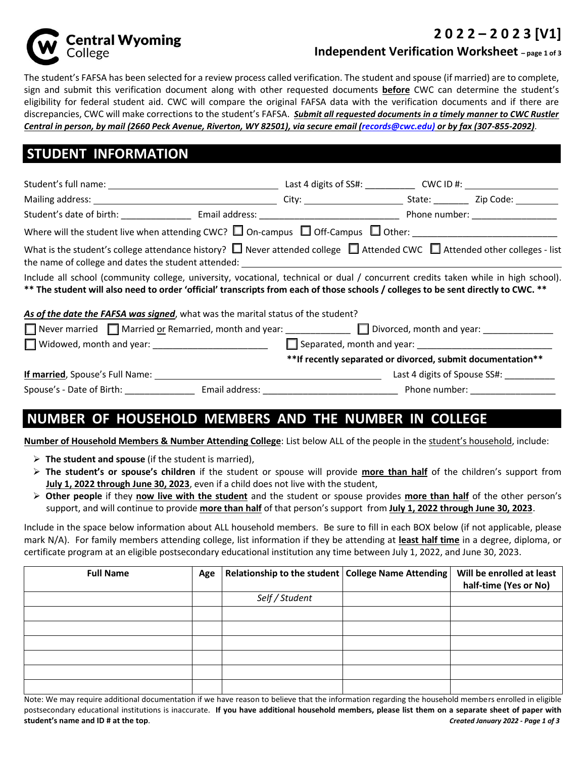Central Wyoming College

# 2022 – 2023 [V1]

## Independent Verification Worksheet

The student's FAFSA has been selected for a review process called verification. The student and spouse (if married) are to complete, sign and submit this verification document along with other requested documents **before** CWC can determine the student's eligibility for federal student aid. CWC will compare the original FAFSA data with the verification documents and if there are discrepancies, CWC will make corrections to the student's FAFSA. ***Submit all requested documents in a timely manner to CWC Rustler Central in person, by mail (2660 Peck Avenue, Riverton, WY 82501), via secure email (records@cwc.edu) or by fax (307-855-2092)***.

## STUDENT INFORMATION

Student's full name: ______________________ Last 4 digits of SS#: __________ CWC ID #: __________________

Mailing address: ______________________ City: ____________________ State: _______ Zip Code: _________

Student's date of birth: ______________ Email address: ____________________________ Phone number: _________________

Where will the student live when attending CWC? ☐ On-campus ☐ Off-Campus ☐ Other: ____________________________

What is the student's college attendance history? ☐ Never attended college ☐ Attended CWC ☐ Attended other colleges - list the name of college and dates the student attended: ______________________________________________

Include all school (community college, university, vocational, technical or dual / concurrent credits taken while in high school). **\*\* The student will also need to order 'official' transcripts from each of those schools / colleges to be sent directly to CWC. \*\***

***As of the date the FAFSA was signed***, what was the marital status of the student?

☐ Never married ☐ Married or Remarried, month and year: ____________ ☐ Divorced, month and year: ______________

☐ Widowed, month and year: _______________________ ☐ Separated, month and year: ___________________________

**\*\*If recently separated or divorced, submit documentation\*\***

**If married**, Spouse's Full Name: ______________________________________________ Last 4 digits of Spouse SS#: __________

Spouse's - Date of Birth: ______________ Email address: ___________________________ Phone number: _________________

## NUMBER OF HOUSEHOLD MEMBERS AND THE NUMBER IN COLLEGE

**Number of Household Members & Number Attending College**: List below ALL of the people in the student's household, include:

- **The student and spouse** (if the student is married),
- **The student's or spouse's children** if the student or spouse will provide **more than half** of the children's support from **July 1, 2022 through June 30, 2023**, even if a child does not live with the student,
- **Other people** if they **now live with the student** and the student or spouse provides **more than half** of the other person's support, and will continue to provide **more than half** of that person's support from **July 1, 2022 through June 30, 2023**.

Include in the space below information about ALL household members. Be sure to fill in each BOX below (if not applicable, please mark N/A). For family members attending college, list information if they be attending at **least half time** in a degree, diploma, or certificate program at an eligible postsecondary educational institution any time between July 1, 2022, and June 30, 2023.

| Full Name | Age | Relationship to the student | College Name Attending | Will be enrolled at least half-time (Yes or No) |
|---|---|---|---|---|
| | | *Self / Student* | | |
| | | | | |
| | | | | |
| | | | | |
| | | | | |
| | | | | |
| | | | | |

Note: We may require additional documentation if we have reason to believe that the information regarding the household members enrolled in eligible postsecondary educational institutions is inaccurate. **If you have additional household members, please list them on a separate sheet of paper with student's name and ID # at the top**.

***Created January 2022***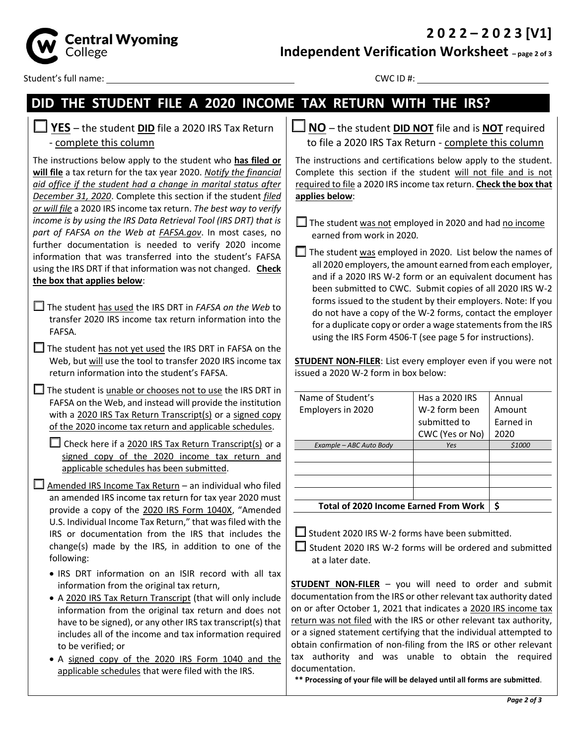Student's full name: ______________________ CWC ID #: ______________________

## DID THE STUDENT FILE A 2020 INCOME TAX RETURN WITH THE IRS?

☐ **YES** – the student **DID** file a 2020 IRS Tax Return - complete this column

The instructions below apply to the student who **has filed or will file** a tax return for the tax year 2020. *Notify the financial aid office if the student had a change in marital status after December 31, 2020*. Complete this section if the student filed or will file a 2020 IRS income tax return. *The best way to verify income is by using the IRS Data Retrieval Tool (IRS DRT) that is part of FAFSA on the Web at FAFSA.gov*. In most cases, no further documentation is needed to verify 2020 income information that was transferred into the student's FAFSA using the IRS DRT if that information was not changed. **Check the box that applies below**:

☐ The student has used the IRS DRT in *FAFSA on the Web* to transfer 2020 IRS income tax return information into the FAFSA.

☐ The student has not yet used the IRS DRT in FAFSA on the Web, but will use the tool to transfer 2020 IRS income tax return information into the student's FAFSA.

☐ The student is unable or chooses not to use the IRS DRT in FAFSA on the Web, and instead will provide the institution with a 2020 IRS Tax Return Transcript(s) or a signed copy of the 2020 income tax return and applicable schedules.

☐ Check here if a 2020 IRS Tax Return Transcript(s) or a signed copy of the 2020 income tax return and applicable schedules has been submitted.

☐ Amended IRS Income Tax Return – an individual who filed an amended IRS income tax return for tax year 2020 must provide a copy of the 2020 IRS Form 1040X, "Amended U.S. Individual Income Tax Return," that was filed with the IRS or documentation from the IRS that includes the change(s) made by the IRS, in addition to one of the following:

- IRS DRT information on an ISIR record with all tax information from the original tax return,
- A 2020 IRS Tax Return Transcript (that will only include information from the original tax return and does not have to be signed), or any other IRS tax transcript(s) that includes all of the income and tax information required to be verified; or
- A signed copy of the 2020 IRS Form 1040 and the applicable schedules that were filed with the IRS.

☐ **NO** – the student **DID NOT** file and is **NOT** required to file a 2020 IRS Tax Return - complete this column

The instructions and certifications below apply to the student. Complete this section if the student will not file and is not required to file a 2020 IRS income tax return. **Check the box that applies below**:

☐ The student was not employed in 2020 and had no income earned from work in 2020.

☐ The student was employed in 2020. List below the names of all 2020 employers, the amount earned from each employer, and if a 2020 IRS W-2 form or an equivalent document has been submitted to CWC. Submit copies of all 2020 IRS W-2 forms issued to the student by their employers. Note: If you do not have a copy of the W-2 forms, contact the employer for a duplicate copy or order a wage statements from the IRS using the IRS Form 4506-T (see page 5 for instructions).

**STUDENT NON-FILER**: List every employer even if you were not issued a 2020 W-2 form in box below:

| Name of Student's Employers in 2020 | Has a 2020 IRS W-2 form been submitted to CWC (Yes or No) | Annual Amount Earned in 2020 |
|---|---|---|
| *Example – ABC Auto Body* | *Yes* | *$1000* |
| | | |
| | | |
| | | |
| | | |
| **Total of 2020 Income Earned From Work** | | **$** |

☐ Student 2020 IRS W-2 forms have been submitted.

☐ Student 2020 IRS W-2 forms will be ordered and submitted at a later date.

**STUDENT NON-FILER** – you will need to order and submit documentation from the IRS or other relevant tax authority dated on or after October 1, 2021 that indicates a 2020 IRS income tax return was not filed with the IRS or other relevant tax authority, or a signed statement certifying that the individual attempted to obtain confirmation of non-filing from the IRS or other relevant tax authority and was unable to obtain the required documentation.

**\*\* Processing of your file will be delayed until all forms are submitted**.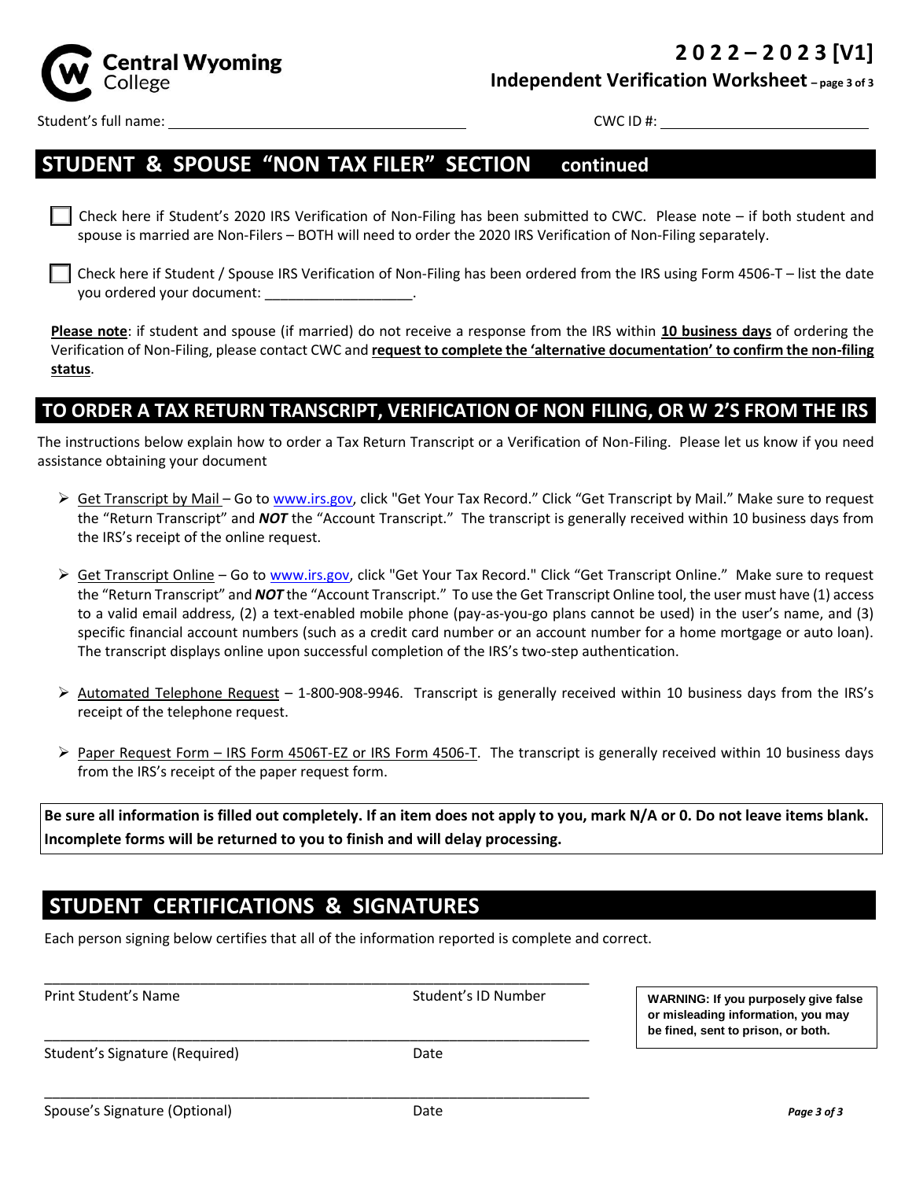Student's full name: ______________________ CWC ID #: ______________________

## STUDENT & SPOUSE "NON TAX FILER" SECTION continued

☐ Check here if Student's 2020 IRS Verification of Non-Filing has been submitted to CWC. Please note – if both student and spouse is married are Non-Filers – BOTH will need to order the 2020 IRS Verification of Non-Filing separately.

☐ Check here if Student / Spouse IRS Verification of Non-Filing has been ordered from the IRS using Form 4506-T – list the date you ordered your document: ___________________.

**Please note**: if student and spouse (if married) do not receive a response from the IRS within **10 business days** of ordering the Verification of Non-Filing, please contact CWC and **request to complete the 'alternative documentation' to confirm the non-filing status**.

## TO ORDER A TAX RETURN TRANSCRIPT, VERIFICATION OF NON FILING, OR W 2'S FROM THE IRS

The instructions below explain how to order a Tax Return Transcript or a Verification of Non-Filing. Please let us know if you need assistance obtaining your document

- Get Transcript by Mail – Go to www.irs.gov, click "Get Your Tax Record." Click "Get Transcript by Mail." Make sure to request the "Return Transcript" and ***NOT*** the "Account Transcript." The transcript is generally received within 10 business days from the IRS's receipt of the online request.
- Get Transcript Online – Go to www.irs.gov, click "Get Your Tax Record." Click "Get Transcript Online." Make sure to request the "Return Transcript" and ***NOT*** the "Account Transcript." To use the Get Transcript Online tool, the user must have (1) access to a valid email address, (2) a text-enabled mobile phone (pay-as-you-go plans cannot be used) in the user's name, and (3) specific financial account numbers (such as a credit card number or an account number for a home mortgage or auto loan). The transcript displays online upon successful completion of the IRS's two-step authentication.
- Automated Telephone Request – 1-800-908-9946. Transcript is generally received within 10 business days from the IRS's receipt of the telephone request.
- Paper Request Form – IRS Form 4506T-EZ or IRS Form 4506-T. The transcript is generally received within 10 business days from the IRS's receipt of the paper request form.

**Be sure all information is filled out completely. If an item does not apply to you, mark N/A or 0. Do not leave items blank. Incomplete forms will be returned to you to finish and will delay processing.**

## STUDENT CERTIFICATIONS & SIGNATURES

Each person signing below certifies that all of the information reported is complete and correct.

______________________________________________________
Print Student's Name | Student's ID Number

______________________________________________________
Student's Signature (Required) | Date

______________________________________________________
Spouse's Signature (Optional) | Date

**WARNING: If you purposely give false or misleading information, you may be fined, sent to prison, or both.**